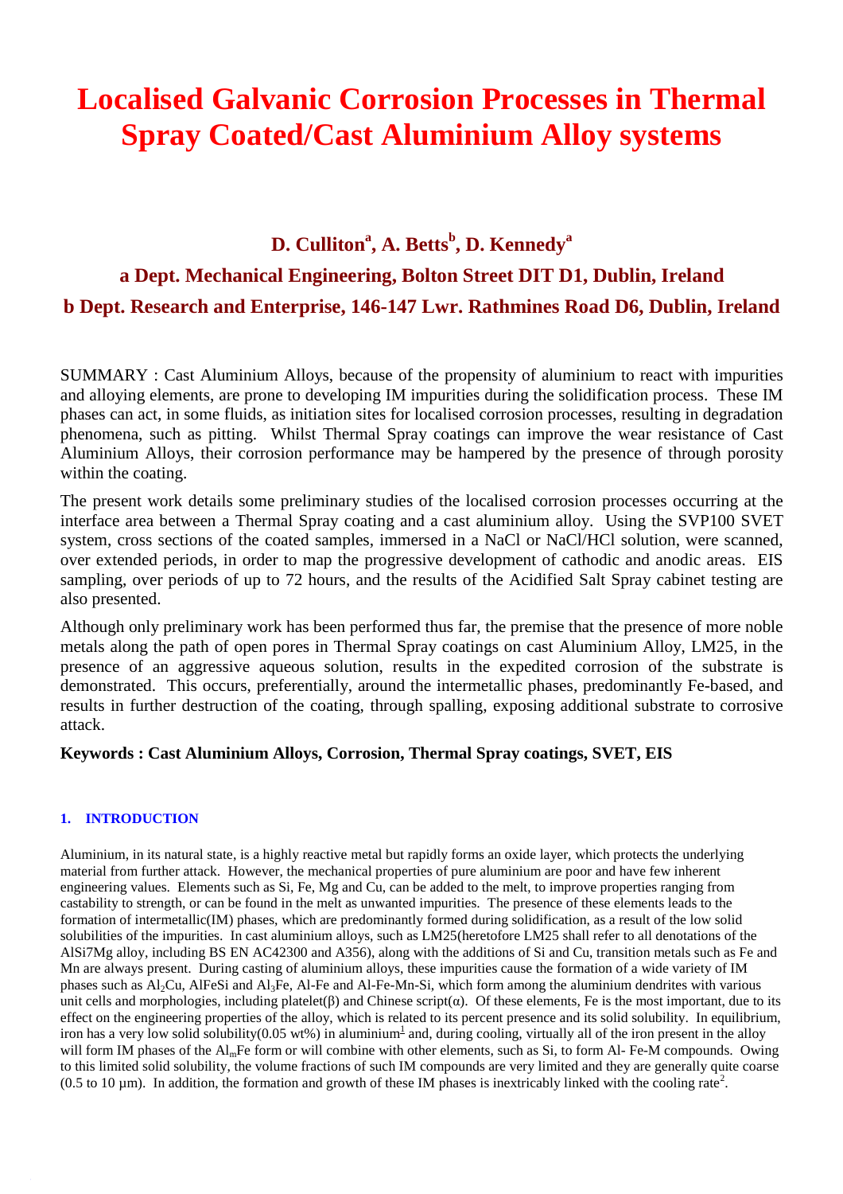# Localised Galvanic Corrosion Processes in Thermal Spray Coated/Cast Aluminium Alloy systems

**D. Culliton[a], A. Betts[b], D. Kennedy[a]**

**a Dept. Mechanical Engineering, Bolton Street DIT D1, Dublin, Ireland**

**b Dept. Research and Enterprise, 146-147 Lwr. Rathmines Road D6, Dublin, Ireland**

SUMMARY : Cast Aluminium Alloys, because of the propensity of aluminium to react with impurities and alloying elements, are prone to developing IM impurities during the solidification process. These IM phases can act, in some fluids, as initiation sites for localised corrosion processes, resulting in degradation phenomena, such as pitting. Whilst Thermal Spray coatings can improve the wear resistance of Cast Aluminium Alloys, their corrosion performance may be hampered by the presence of through porosity within the coating.

The present work details some preliminary studies of the localised corrosion processes occurring at the interface area between a Thermal Spray coating and a cast aluminium alloy. Using the SVP100 SVET system, cross sections of the coated samples, immersed in a NaCl or NaCl/HCl solution, were scanned, over extended periods, in order to map the progressive development of cathodic and anodic areas. EIS sampling, over periods of up to 72 hours, and the results of the Acidified Salt Spray cabinet testing are also presented.

Although only preliminary work has been performed thus far, the premise that the presence of more noble metals along the path of open pores in Thermal Spray coatings on cast Aluminium Alloy, LM25, in the presence of an aggressive aqueous solution, results in the expedited corrosion of the substrate is demonstrated. This occurs, preferentially, around the intermetallic phases, predominantly Fe-based, and results in further destruction of the coating, through spalling, exposing additional substrate to corrosive attack.

**Keywords : Cast Aluminium Alloys, Corrosion, Thermal Spray coatings, SVET, EIS**

## 1. INTRODUCTION

Aluminium, in its natural state, is a highly reactive metal but rapidly forms an oxide layer, which protects the underlying material from further attack. However, the mechanical properties of pure aluminium are poor and have few inherent engineering values. Elements such as Si, Fe, Mg and Cu, can be added to the melt, to improve properties ranging from castability to strength, or can be found in the melt as unwanted impurities. The presence of these elements leads to the formation of intermetallic(IM) phases, which are predominantly formed during solidification, as a result of the low solid solubilities of the impurities. In cast aluminium alloys, such as LM25(heretofore LM25 shall refer to all denotations of the AlSi7Mg alloy, including BS EN AC42300 and A356), along with the additions of Si and Cu, transition metals such as Fe and Mn are always present. During casting of aluminium alloys, these impurities cause the formation of a wide variety of IM phases such as $Al_2Cu$, AlFeSi and $Al_3Fe$, Al-Fe and Al-Fe-Mn-Si, which form among the aluminium dendrites with various unit cells and morphologies, including platelet(β) and Chinese script(α). Of these elements, Fe is the most important, due to its effect on the engineering properties of the alloy, which is related to its percent presence and its solid solubility. In equilibrium, iron has a very low solid solubility(0.05 wt%) in aluminium[1] and, during cooling, virtually all of the iron present in the alloy will form IM phases of the $Al_mFe$ form or will combine with other elements, such as Si, to form Al- Fe-M compounds. Owing to this limited solid solubility, the volume fractions of such IM compounds are very limited and they are generally quite coarse (0.5 to 10 µm). In addition, the formation and growth of these IM phases is inextricably linked with the cooling rate[2].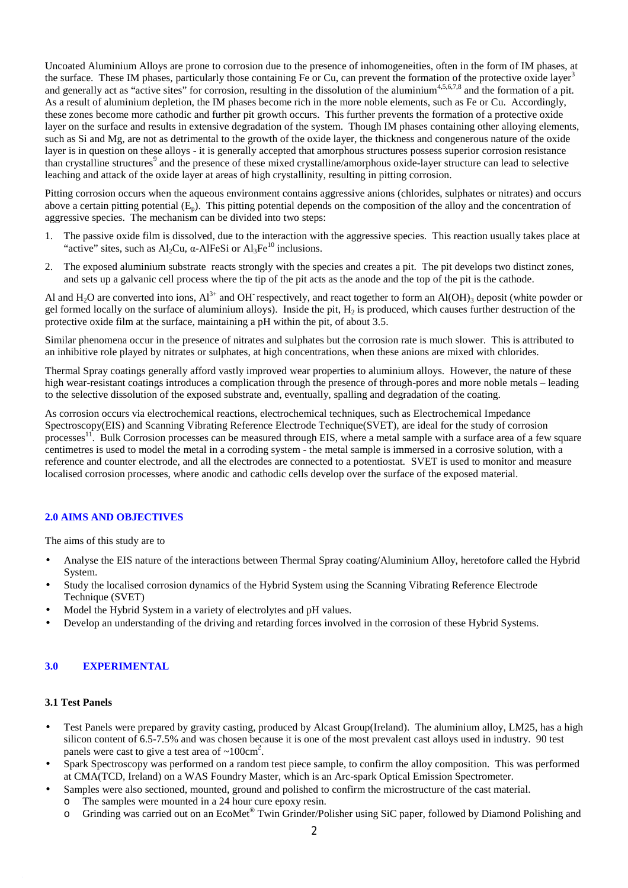Uncoated Aluminium Alloys are prone to corrosion due to the presence of inhomogeneities, often in the form of IM phases, at the surface. These IM phases, particularly those containing Fe or Cu, can prevent the formation of the protective oxide layer[3] and generally act as "active sites" for corrosion, resulting in the dissolution of the aluminium[4,5,6,7,8] and the formation of a pit. As a result of aluminium depletion, the IM phases become rich in the more noble elements, such as Fe or Cu. Accordingly, these zones become more cathodic and further pit growth occurs. This further prevents the formation of a protective oxide layer on the surface and results in extensive degradation of the system. Though IM phases containing other alloying elements, such as Si and Mg, are not as detrimental to the growth of the oxide layer, the thickness and congenerous nature of the oxide layer is in question on these alloys - it is generally accepted that amorphous structures possess superior corrosion resistance than crystalline structures[9] and the presence of these mixed crystalline/amorphous oxide-layer structure can lead to selective leaching and attack of the oxide layer at areas of high crystallinity, resulting in pitting corrosion.

Pitting corrosion occurs when the aqueous environment contains aggressive anions (chlorides, sulphates or nitrates) and occurs above a certain pitting potential ($E_p$). This pitting potential depends on the composition of the alloy and the concentration of aggressive species. The mechanism can be divided into two steps:

1. The passive oxide film is dissolved, due to the interaction with the aggressive species. This reaction usually takes place at "active" sites, such as $Al_2Cu$, α-AlFeSi or $Al_3Fe$[10] inclusions.
2. The exposed aluminium substrate reacts strongly with the species and creates a pit. The pit develops two distinct zones, and sets up a galvanic cell process where the tip of the pit acts as the anode and the top of the pit is the cathode.

Al and $H_2O$ are converted into ions, $Al^{3+}$ and $OH^-$ respectively, and react together to form an $Al(OH)_3$ deposit (white powder or gel formed locally on the surface of aluminium alloys). Inside the pit, $H_2$ is produced, which causes further destruction of the protective oxide film at the surface, maintaining a pH within the pit, of about 3.5.

Similar phenomena occur in the presence of nitrates and sulphates but the corrosion rate is much slower. This is attributed to an inhibitive role played by nitrates or sulphates, at high concentrations, when these anions are mixed with chlorides.

Thermal Spray coatings generally afford vastly improved wear properties to aluminium alloys. However, the nature of these high wear-resistant coatings introduces a complication through the presence of through-pores and more noble metals – leading to the selective dissolution of the exposed substrate and, eventually, spalling and degradation of the coating.

As corrosion occurs via electrochemical reactions, electrochemical techniques, such as Electrochemical Impedance Spectroscopy(EIS) and Scanning Vibrating Reference Electrode Technique(SVET), are ideal for the study of corrosion processes[11]. Bulk Corrosion processes can be measured through EIS, where a metal sample with a surface area of a few square centimetres is used to model the metal in a corroding system - the metal sample is immersed in a corrosive solution, with a reference and counter electrode, and all the electrodes are connected to a potentiostat. SVET is used to monitor and measure localised corrosion processes, where anodic and cathodic cells develop over the surface of the exposed material.

## 2.0 AIMS AND OBJECTIVES

The aims of this study are to

- Analyse the EIS nature of the interactions between Thermal Spray coating/Aluminium Alloy, heretofore called the Hybrid System.
- Study the localised corrosion dynamics of the Hybrid System using the Scanning Vibrating Reference Electrode Technique (SVET)
- Model the Hybrid System in a variety of electrolytes and pH values.
- Develop an understanding of the driving and retarding forces involved in the corrosion of these Hybrid Systems.

## 3.0 EXPERIMENTAL

### 3.1 Test Panels

- Test Panels were prepared by gravity casting, produced by Alcast Group(Ireland). The aluminium alloy, LM25, has a high silicon content of 6.5-7.5% and was chosen because it is one of the most prevalent cast alloys used in industry. 90 test panels were cast to give a test area of ~100cm$^2$.
- Spark Spectroscopy was performed on a random test piece sample, to confirm the alloy composition. This was performed at CMA(TCD, Ireland) on a WAS Foundry Master, which is an Arc-spark Optical Emission Spectrometer.
- Samples were also sectioned, mounted, ground and polished to confirm the microstructure of the cast material.
  - The samples were mounted in a 24 hour cure epoxy resin.
  - Grinding was carried out on an EcoMet® Twin Grinder/Polisher using SiC paper, followed by Diamond Polishing and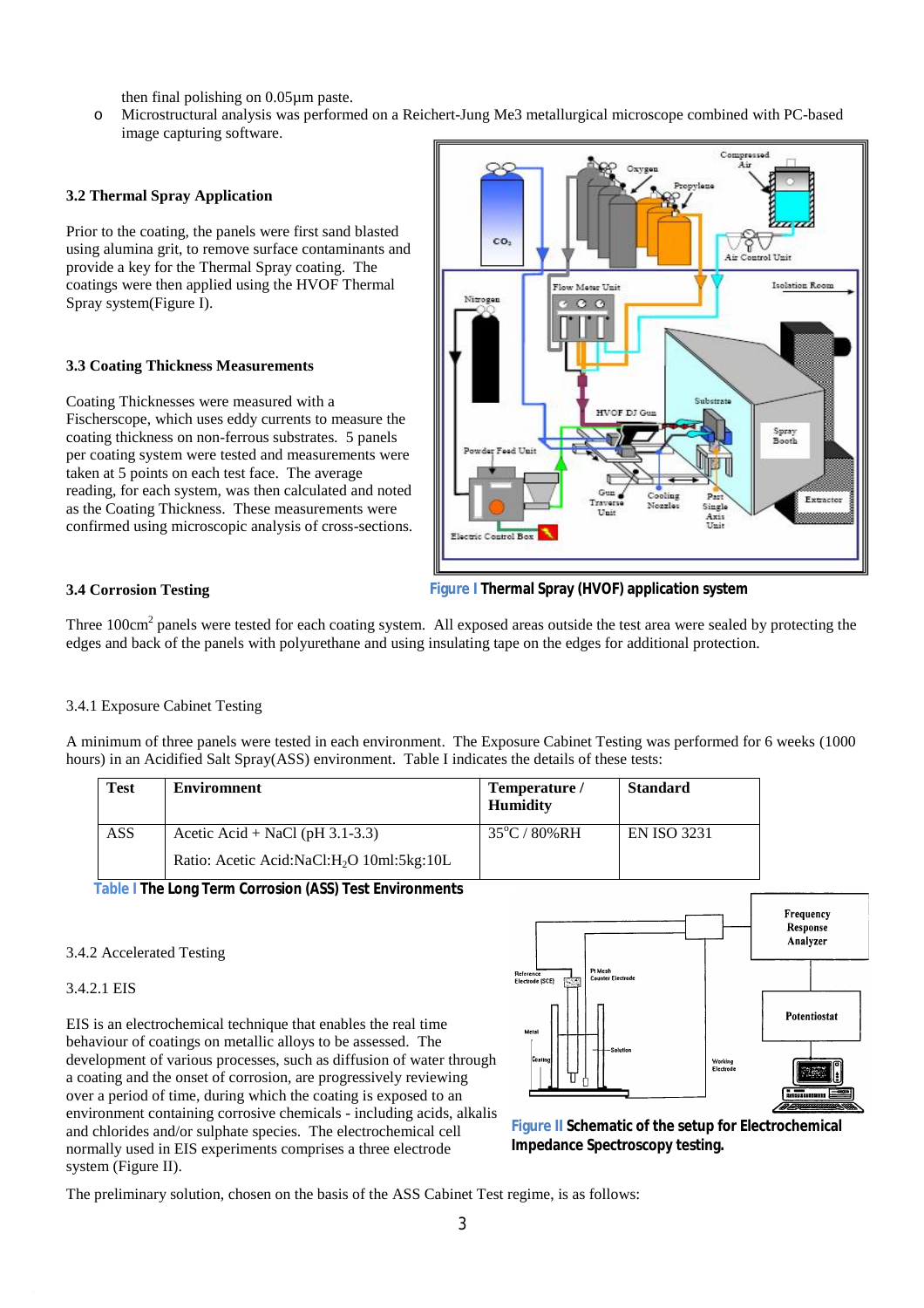then final polishing on 0.05µm paste.

- Microstructural analysis was performed on a Reichert-Jung Me3 metallurgical microscope combined with PC-based image capturing software.

### 3.2 Thermal Spray Application

Prior to the coating, the panels were first sand blasted using alumina grit, to remove surface contaminants and provide a key for the Thermal Spray coating. The coatings were then applied using the HVOF Thermal Spray system(Figure I).

### 3.3 Coating Thickness Measurements

Coating Thicknesses were measured with a Fischerscope, which uses eddy currents to measure the coating thickness on non-ferrous substrates. 5 panels per coating system were tested and measurements were taken at 5 points on each test face. The average reading, for each system, was then calculated and noted as the Coating Thickness. These measurements were confirmed using microscopic analysis of cross-sections.

**Figure I** **Thermal Spray (HVOF) application system**

### 3.4 Corrosion Testing

Three 100cm$^2$ panels were tested for each coating system. All exposed areas outside the test area were sealed by protecting the edges and back of the panels with polyurethane and using insulating tape on the edges for additional protection.

#### 3.4.1 Exposure Cabinet Testing

A minimum of three panels were tested in each environment. The Exposure Cabinet Testing was performed for 6 weeks (1000 hours) in an Acidified Salt Spray(ASS) environment. Table I indicates the details of these tests:

| Test | Environment | Temperature / Humidity | Standard |
|---|---|---|---|
| ASS | Acetic Acid + NaCl (pH 3.1-3.3)<br>Ratio: Acetic Acid:NaCl:$H_2O$ 10ml:5kg:10L | 35°C / 80%RH | EN ISO 3231 |

**Table I** **The Long Term Corrosion (ASS) Test Environments**

#### 3.4.2 Accelerated Testing

##### 3.4.2.1 EIS

EIS is an electrochemical technique that enables the real time behaviour of coatings on metallic alloys to be assessed. The development of various processes, such as diffusion of water through a coating and the onset of corrosion, are progressively reviewing over a period of time, during which the coating is exposed to an environment containing corrosive chemicals - including acids, alkalis and chlorides and/or sulphate species. The electrochemical cell normally used in EIS experiments comprises a three electrode system (Figure II).

**Figure II** **Schematic of the setup for Electrochemical Impedance Spectroscopy testing.**

The preliminary solution, chosen on the basis of the ASS Cabinet Test regime, is as follows: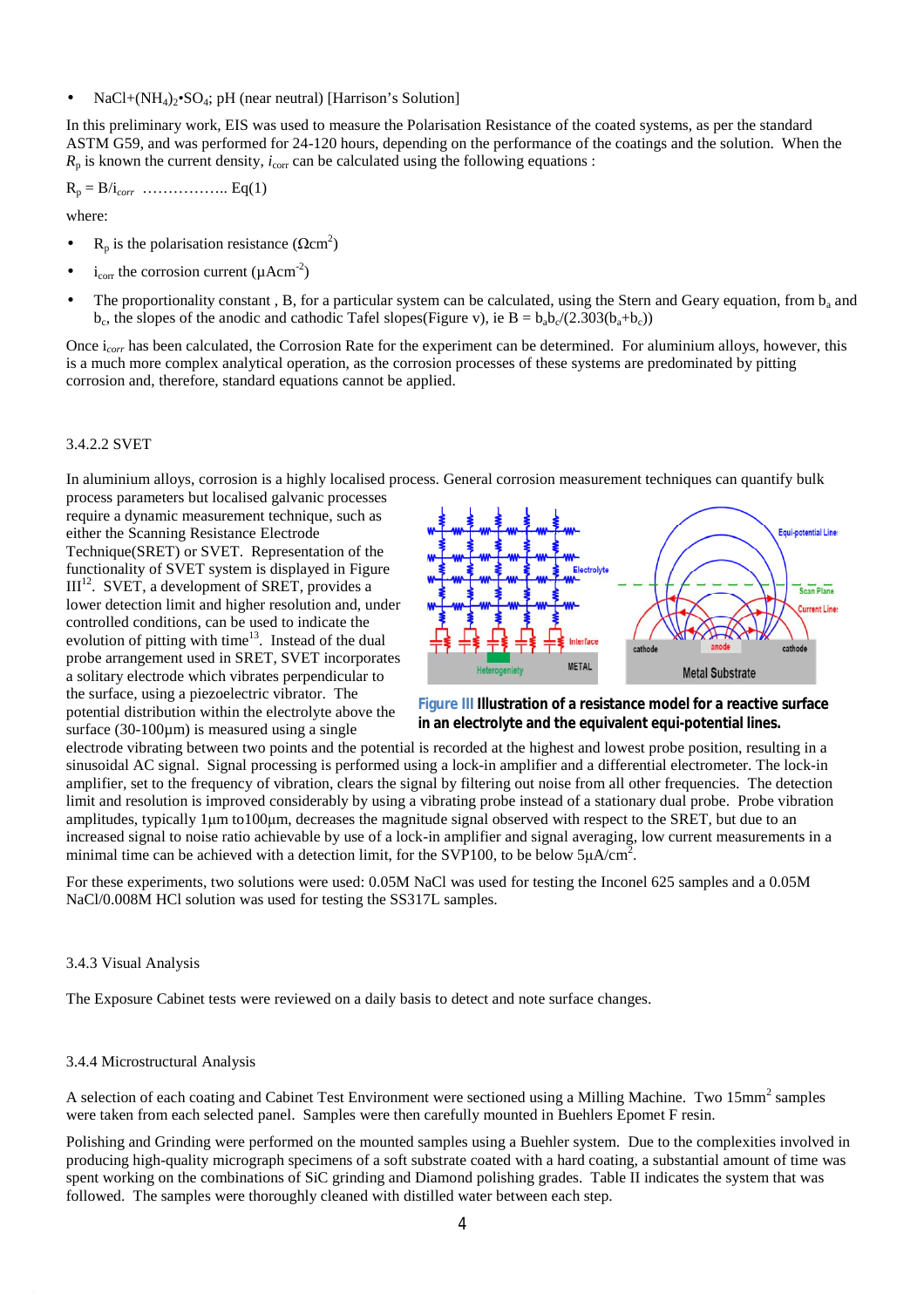- NaCl+$(NH_4)_2$•$SO_4$; pH (near neutral) [Harrison's Solution]

In this preliminary work, EIS was used to measure the Polarisation Resistance of the coated systems, as per the standard ASTM G59, and was performed for 24-120 hours, depending on the performance of the coatings and the solution. When the $R_p$ is known the current density, $i_{corr}$ can be calculated using the following equations :

$R_p = B/i_{corr}$ …………….. Eq(1)

where:

- $R_p$ is the polarisation resistance ($\Omega cm^2$)
- $i_{corr}$ the corrosion current ($\mu Acm^{-2}$)
- The proportionality constant , B, for a particular system can be calculated, using the Stern and Geary equation, from $b_a$ and $b_c$, the slopes of the anodic and cathodic Tafel slopes(Figure v), ie $B = b_a b_c/(2.303(b_a+b_c))$

Once $i_{corr}$ has been calculated, the Corrosion Rate for the experiment can be determined. For aluminium alloys, however, this is a much more complex analytical operation, as the corrosion processes of these systems are predominated by pitting corrosion and, therefore, standard equations cannot be applied.

### 3.4.2.2 SVET

In aluminium alloys, corrosion is a highly localised process. General corrosion measurement techniques can quantify bulk process parameters but localised galvanic processes require a dynamic measurement technique, such as either the Scanning Resistance Electrode Technique(SRET) or SVET. Representation of the functionality of SVET system is displayed in Figure III[12]. SVET, a development of SRET, provides a lower detection limit and higher resolution and, under controlled conditions, can be used to indicate the evolution of pitting with time[13]. Instead of the dual probe arrangement used in SRET, SVET incorporates a solitary electrode which vibrates perpendicular to the surface, using a piezoelectric vibrator. The potential distribution within the electrolyte above the surface (30-100µm) is measured using a single electrode vibrating between two points and the potential is recorded at the highest and lowest probe position, resulting in a sinusoidal AC signal. Signal processing is performed using a lock-in amplifier and a differential electrometer. The lock-in amplifier, set to the frequency of vibration, clears the signal by filtering out noise from all other frequencies. The detection limit and resolution is improved considerably by using a vibrating probe instead of a stationary dual probe. Probe vibration amplitudes, typically 1µm to100µm, decreases the magnitude signal observed with respect to the SRET, but due to an increased signal to noise ratio achievable by use of a lock-in amplifier and signal averaging, low current measurements in a minimal time can be achieved with a detection limit, for the SVP100, to be below $5\mu A/cm^2$.

**Figure III Illustration of a resistance model for a reactive surface in an electrolyte and the equivalent equi-potential lines.**

For these experiments, two solutions were used: 0.05M NaCl was used for testing the Inconel 625 samples and a 0.05M NaCl/0.008M HCl solution was used for testing the SS317L samples.

### 3.4.3 Visual Analysis

The Exposure Cabinet tests were reviewed on a daily basis to detect and note surface changes.

### 3.4.4 Microstructural Analysis

A selection of each coating and Cabinet Test Environment were sectioned using a Milling Machine. Two $15mm^2$ samples were taken from each selected panel. Samples were then carefully mounted in Buehlers Epomet F resin.

Polishing and Grinding were performed on the mounted samples using a Buehler system. Due to the complexities involved in producing high-quality micrograph specimens of a soft substrate coated with a hard coating, a substantial amount of time was spent working on the combinations of SiC grinding and Diamond polishing grades. Table II indicates the system that was followed. The samples were thoroughly cleaned with distilled water between each step.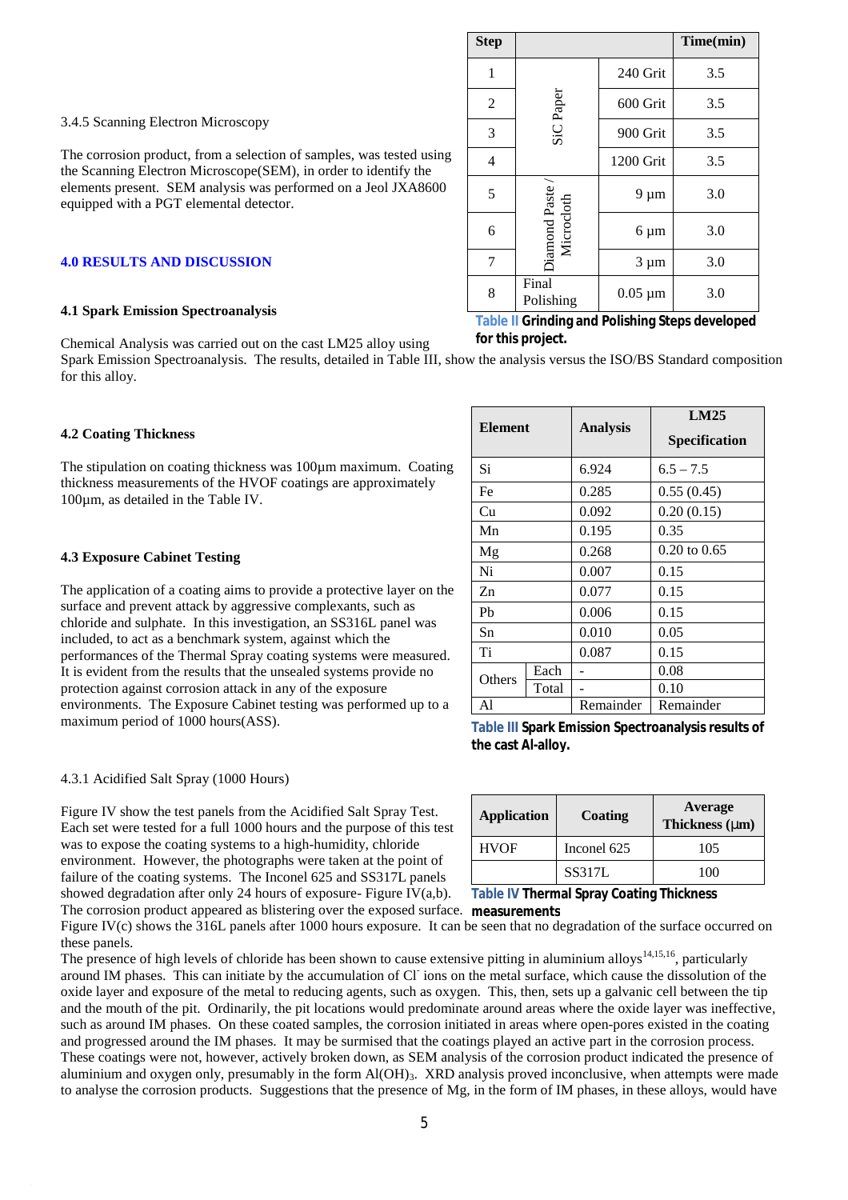| Step | | | Time(min) |
|---|---|---|---|
| 1 | SiC Paper | 240 Grit | 3.5 |
| 2 | | 600 Grit | 3.5 |
| 3 | | 900 Grit | 3.5 |
| 4 | | 1200 Grit | 3.5 |
| 5 | Diamond Paste / Microcloth | 9 µm | 3.0 |
| 6 | | 6 µm | 3.0 |
| 7 | | 3 µm | 3.0 |
| 8 | Final Polishing | 0.05 µm | 3.0 |

**Table II Grinding and Polishing Steps developed for this project.**

### 3.4.5 Scanning Electron Microscopy

The corrosion product, from a selection of samples, was tested using the Scanning Electron Microscope(SEM), in order to identify the elements present. SEM analysis was performed on a Jeol JXA8600 equipped with a PGT elemental detector.

## 4.0 RESULTS AND DISCUSSION

### 4.1 Spark Emission Spectroanalysis

Chemical Analysis was carried out on the cast LM25 alloy using Spark Emission Spectroanalysis. The results, detailed in Table III, show the analysis versus the ISO/BS Standard composition for this alloy.

| Element | | Analysis | LM25 Specification |
|---|---|---|---|
| Si | | 6.924 | 6.5 – 7.5 |
| Fe | | 0.285 | 0.55 (0.45) |
| Cu | | 0.092 | 0.20 (0.15) |
| Mn | | 0.195 | 0.35 |
| Mg | | 0.268 | 0.20 to 0.65 |
| Ni | | 0.007 | 0.15 |
| Zn | | 0.077 | 0.15 |
| Pb | | 0.006 | 0.15 |
| Sn | | 0.010 | 0.05 |
| Ti | | 0.087 | 0.15 |
| Others | Each | - | 0.08 |
| | Total | - | 0.10 |
| Al | | Remainder | Remainder |

**Table III Spark Emission Spectroanalysis results of the cast Al-alloy.**

### 4.2 Coating Thickness

The stipulation on coating thickness was 100µm maximum. Coating thickness measurements of the HVOF coatings are approximately 100µm, as detailed in the Table IV.

| Application | Coating | Average Thickness (µm) |
|---|---|---|
| HVOF | Inconel 625 | 105 |
| | SS317L | 100 |

**Table IV Thermal Spray Coating Thickness measurements**

### 4.3 Exposure Cabinet Testing

The application of a coating aims to provide a protective layer on the surface and prevent attack by aggressive complexants, such as chloride and sulphate. In this investigation, an SS316L panel was included, to act as a benchmark system, against which the performances of the Thermal Spray coating systems were measured. It is evident from the results that the unsealed systems provide no protection against corrosion attack in any of the exposure environments. The Exposure Cabinet testing was performed up to a maximum period of 1000 hours(ASS).

#### 4.3.1 Acidified Salt Spray (1000 Hours)

Figure IV show the test panels from the Acidified Salt Spray Test. Each set were tested for a full 1000 hours and the purpose of this test was to expose the coating systems to a high-humidity, chloride environment. However, the photographs were taken at the point of failure of the coating systems. The Inconel 625 and SS317L panels showed degradation after only 24 hours of exposure- Figure IV(a,b). The corrosion product appeared as blistering over the exposed surface. Figure IV(c) shows the 316L panels after 1000 hours exposure. It can be seen that no degradation of the surface occurred on these panels.

The presence of high levels of chloride has been shown to cause extensive pitting in aluminium alloys[14,15,16], particularly around IM phases. This can initiate by the accumulation of $Cl^-$ ions on the metal surface, which cause the dissolution of the oxide layer and exposure of the metal to reducing agents, such as oxygen. This, then, sets up a galvanic cell between the tip and the mouth of the pit. Ordinarily, the pit locations would predominate around areas where the oxide layer was ineffective, such as around IM phases. On these coated samples, the corrosion initiated in areas where open-pores existed in the coating and progressed around the IM phases. It may be surmised that the coatings played an active part in the corrosion process. These coatings were not, however, actively broken down, as SEM analysis of the corrosion product indicated the presence of aluminium and oxygen only, presumably in the form $Al(OH)_3$. XRD analysis proved inconclusive, when attempts were made to analyse the corrosion products. Suggestions that the presence of Mg, in the form of IM phases, in these alloys, would have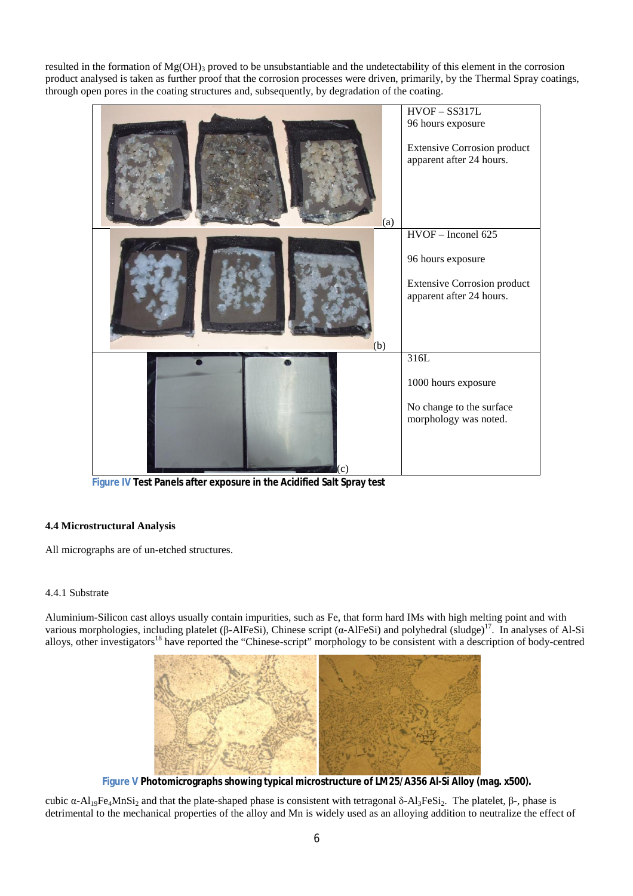resulted in the formation of $Mg(OH)_3$ proved to be unsubstantiable and the undetectability of this element in the corrosion product analysed is taken as further proof that the corrosion processes were driven, primarily, by the Thermal Spray coatings, through open pores in the coating structures and, subsequently, by degradation of the coating.

| | |
|---|---|
| (a) | HVOF – SS317L<br>96 hours exposure<br>Extensive Corrosion product apparent after 24 hours. |
| (b) | HVOF – Inconel 625<br>96 hours exposure<br>Extensive Corrosion product apparent after 24 hours. |
| (c) | 316L<br>1000 hours exposure<br>No change to the surface morphology was noted. |

**Figure IV Test Panels after exposure in the Acidified Salt Spray test**

### 4.4 Microstructural Analysis

All micrographs are of un-etched structures.

#### 4.4.1 Substrate

Aluminium-Silicon cast alloys usually contain impurities, such as Fe, that form hard IMs with high melting point and with various morphologies, including platelet (β-AlFeSi), Chinese script (α-AlFeSi) and polyhedral (sludge)[17]. In analyses of Al-Si alloys, other investigators[18] have reported the "Chinese-script" morphology to be consistent with a description of body-centred

**Figure V Photomicrographs showing typical microstructure of LM25/A356 Al-Si Alloy (mag. x500).**

cubic $\alpha$-$Al_{19}Fe_4MnSi_2$ and that the plate-shaped phase is consistent with tetragonal $\delta$-$Al_3FeSi_2$. The platelet, β-, phase is detrimental to the mechanical properties of the alloy and Mn is widely used as an alloying addition to neutralize the effect of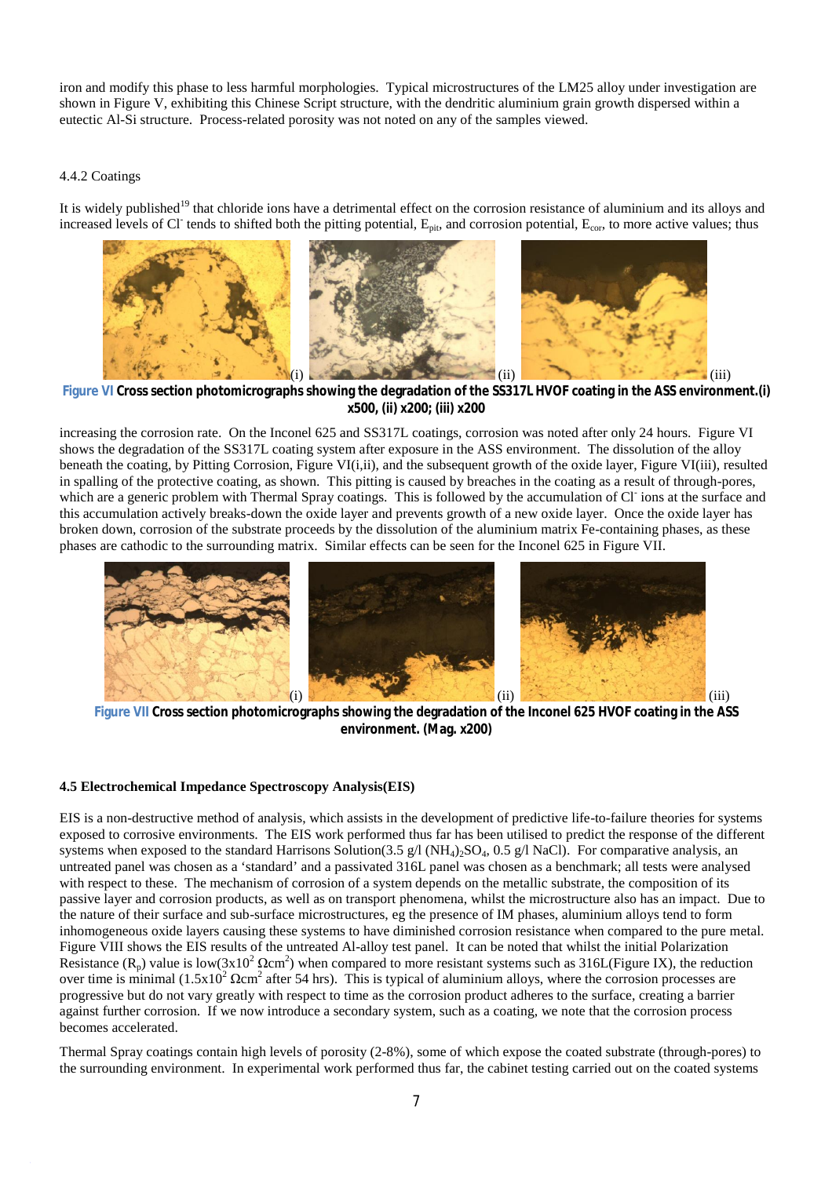iron and modify this phase to less harmful morphologies. Typical microstructures of the LM25 alloy under investigation are shown in Figure V, exhibiting this Chinese Script structure, with the dendritic aluminium grain growth dispersed within a eutectic Al-Si structure. Process-related porosity was not noted on any of the samples viewed.

### 4.4.2 Coatings

It is widely published[19] that chloride ions have a detrimental effect on the corrosion resistance of aluminium and its alloys and increased levels of $Cl^-$ tends to shifted both the pitting potential, $E_{pit}$, and corrosion potential, $E_{cor}$, to more active values; thus

**Figure VI Cross section photomicrographs showing the degradation of the SS317L HVOF coating in the ASS environment.(i) x500, (ii) x200; (iii) x200**

increasing the corrosion rate. On the Inconel 625 and SS317L coatings, corrosion was noted after only 24 hours. Figure VI shows the degradation of the SS317L coating system after exposure in the ASS environment. The dissolution of the alloy beneath the coating, by Pitting Corrosion, Figure VI(i,ii), and the subsequent growth of the oxide layer, Figure VI(iii), resulted in spalling of the protective coating, as shown. This pitting is caused by breaches in the coating as a result of through-pores, which are a generic problem with Thermal Spray coatings. This is followed by the accumulation of $Cl^-$ ions at the surface and this accumulation actively breaks-down the oxide layer and prevents growth of a new oxide layer. Once the oxide layer has broken down, corrosion of the substrate proceeds by the dissolution of the aluminium matrix Fe-containing phases, as these phases are cathodic to the surrounding matrix. Similar effects can be seen for the Inconel 625 in Figure VII.

**Figure VII Cross section photomicrographs showing the degradation of the Inconel 625 HVOF coating in the ASS environment. (Mag. x200)**

## 4.5 Electrochemical Impedance Spectroscopy Analysis(EIS)

EIS is a non-destructive method of analysis, which assists in the development of predictive life-to-failure theories for systems exposed to corrosive environments. The EIS work performed thus far has been utilised to predict the response of the different systems when exposed to the standard Harrisons Solution(3.5 g/l $(NH_4)_2SO_4$, 0.5 g/l NaCl). For comparative analysis, an untreated panel was chosen as a 'standard' and a passivated 316L panel was chosen as a benchmark; all tests were analysed with respect to these. The mechanism of corrosion of a system depends on the metallic substrate, the composition of its passive layer and corrosion products, as well as on transport phenomena, whilst the microstructure also has an impact. Due to the nature of their surface and sub-surface microstructures, eg the presence of IM phases, aluminium alloys tend to form inhomogeneous oxide layers causing these systems to have diminished corrosion resistance when compared to the pure metal. Figure VIII shows the EIS results of the untreated Al-alloy test panel. It can be noted that whilst the initial Polarization Resistance ($R_p$) value is low($3\text{x}10^2$ $\Omega\text{cm}^2$) when compared to more resistant systems such as 316L(Figure IX), the reduction over time is minimal ($1.5\text{x}10^2$ $\Omega\text{cm}^2$ after 54 hrs). This is typical of aluminium alloys, where the corrosion processes are progressive but do not vary greatly with respect to time as the corrosion product adheres to the surface, creating a barrier against further corrosion. If we now introduce a secondary system, such as a coating, we note that the corrosion process becomes accelerated.

Thermal Spray coatings contain high levels of porosity (2-8%), some of which expose the coated substrate (through-pores) to the surrounding environment. In experimental work performed thus far, the cabinet testing carried out on the coated systems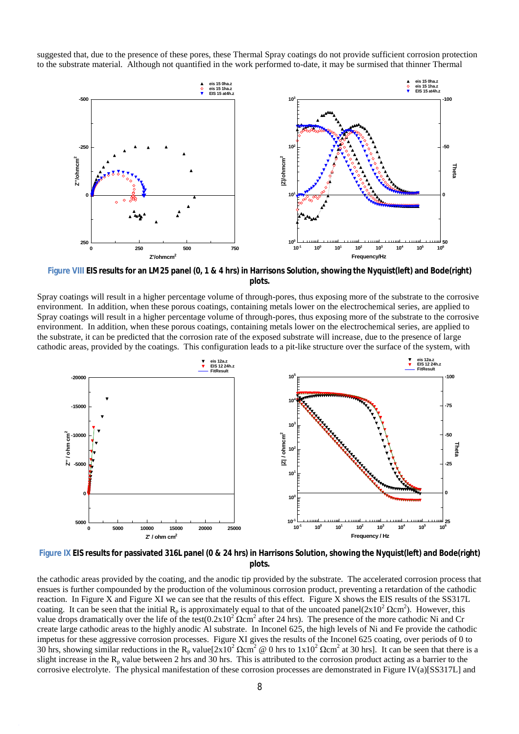suggested that, due to the presence of these pores, these Thermal Spray coatings do not provide sufficient corrosion protection to the substrate material. Although not quantified in the work performed to-date, it may be surmised that thinner Thermal

**Figure VIII EIS results for an LM25 panel (0, 1 & 4 hrs) in Harrisons Solution, showing the Nyquist(left) and Bode(right) plots.**

Spray coatings will result in a higher percentage volume of through-pores, thus exposing more of the substrate to the corrosive environment. In addition, when these porous coatings, containing metals lower on the electrochemical series, are applied to Spray coatings will result in a higher percentage volume of through-pores, thus exposing more of the substrate to the corrosive environment. In addition, when these porous coatings, containing metals lower on the electrochemical series, are applied to the substrate, it can be predicted that the corrosion rate of the exposed substrate will increase, due to the presence of large cathodic areas, provided by the coatings. This configuration leads to a pit-like structure over the surface of the system, with

**Figure IX EIS results for passivated 316L panel (0 & 24 hrs) in Harrisons Solution, showing the Nyquist(left) and Bode(right) plots.**

the cathodic areas provided by the coating, and the anodic tip provided by the substrate. The accelerated corrosion process that ensues is further compounded by the production of the voluminous corrosion product, preventing a retardation of the cathodic reaction. In Figure X and Figure XI we can see that the results of this effect. Figure X shows the EIS results of the SS317L coating. It can be seen that the initial $R_p$ is approximately equal to that of the uncoated panel($2x10^2$ $\Omega cm^2$). However, this value drops dramatically over the life of the test($0.2x10^2$ $\Omega cm^2$ after 24 hrs). The presence of the more cathodic Ni and Cr create large cathodic areas to the highly anodic Al substrate. In Inconel 625, the high levels of Ni and Fe provide the cathodic impetus for these aggressive corrosion processes. Figure XI gives the results of the Inconel 625 coating, over periods of 0 to 30 hrs, showing similar reductions in the $R_p$ value[$2x10^2$ $\Omega cm^2$ @ 0 hrs to $1x10^2$ $\Omega cm^2$ at 30 hrs]. It can be seen that there is a slight increase in the $R_p$ value between 2 hrs and 30 hrs. This is attributed to the corrosion product acting as a barrier to the corrosive electrolyte. The physical manifestation of these corrosion processes are demonstrated in Figure IV(a)[SS317L] and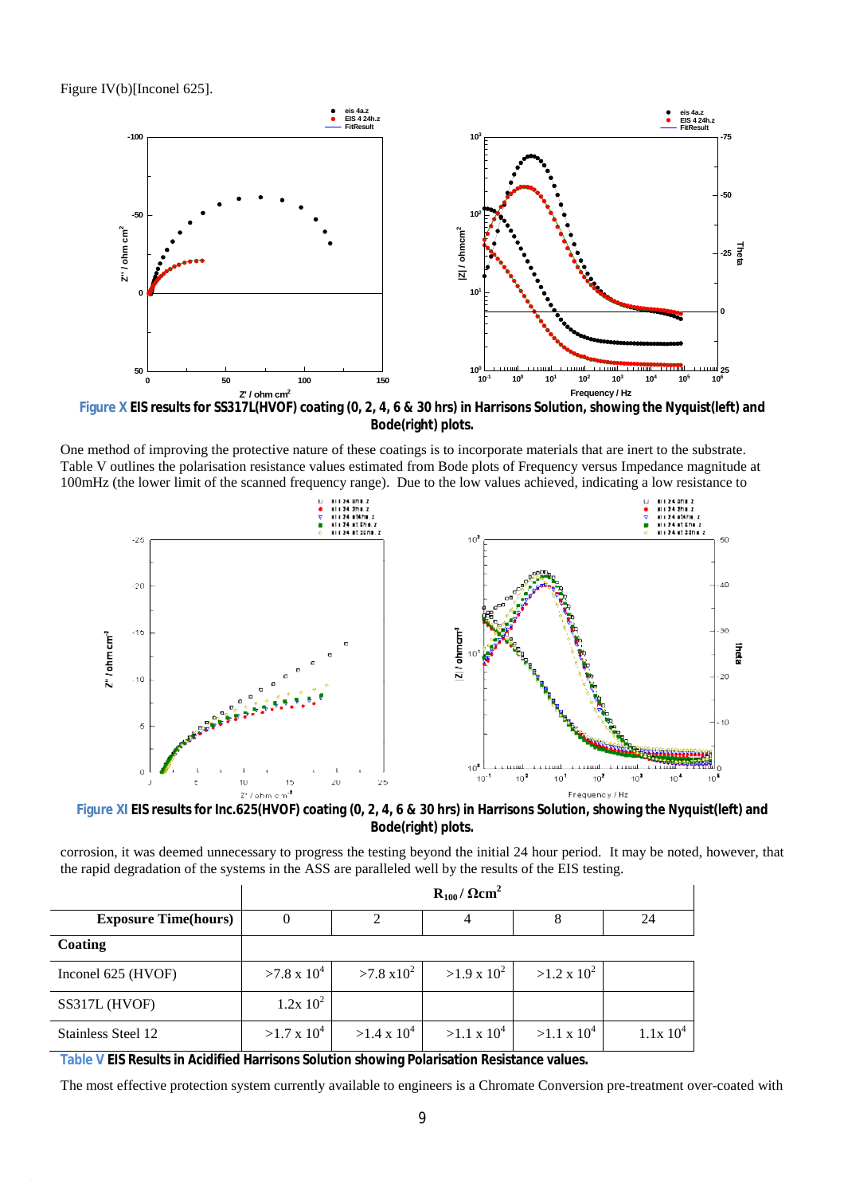Figure IV(b)[Inconel 625].

**Figure X EIS results for SS317L(HVOF) coating (0, 2, 4, 6 & 30 hrs) in Harrisons Solution, showing the Nyquist(left) and Bode(right) plots.**

One method of improving the protective nature of these coatings is to incorporate materials that are inert to the substrate. Table V outlines the polarisation resistance values estimated from Bode plots of Frequency versus Impedance magnitude at 100mHz (the lower limit of the scanned frequency range). Due to the low values achieved, indicating a low resistance to corrosion, it was deemed unnecessary to progress the testing beyond the initial 24 hour period. It may be noted, however, that the rapid degradation of the systems in the ASS are paralleled well by the results of the EIS testing.

**Figure XI EIS results for Inc.625(HVOF) coating (0, 2, 4, 6 & 30 hrs) in Harrisons Solution, showing the Nyquist(left) and Bode(right) plots.**

| | $R_{100}$ / $\Omega cm^2$ | | | | |
|---|---|---|---|---|---|
| **Exposure Time(hours)** | 0 | 2 | 4 | 8 | 24 |
| **Coating** | | | | | |
| Inconel 625 (HVOF) | $>7.8 \times 10^4$ | $>7.8 \times 10^2$ | $>1.9 \times 10^2$ | $>1.2 \times 10^2$ | |
| SS317L (HVOF) | $1.2 \times 10^2$ | | | | |
| Stainless Steel 12 | $>1.7 \times 10^4$ | $>1.4 \times 10^4$ | $>1.1 \times 10^4$ | $>1.1 \times 10^4$ | $1.1 \times 10^4$ |

**Table V EIS Results in Acidified Harrisons Solution showing Polarisation Resistance values.**

The most effective protection system currently available to engineers is a Chromate Conversion pre-treatment over-coated with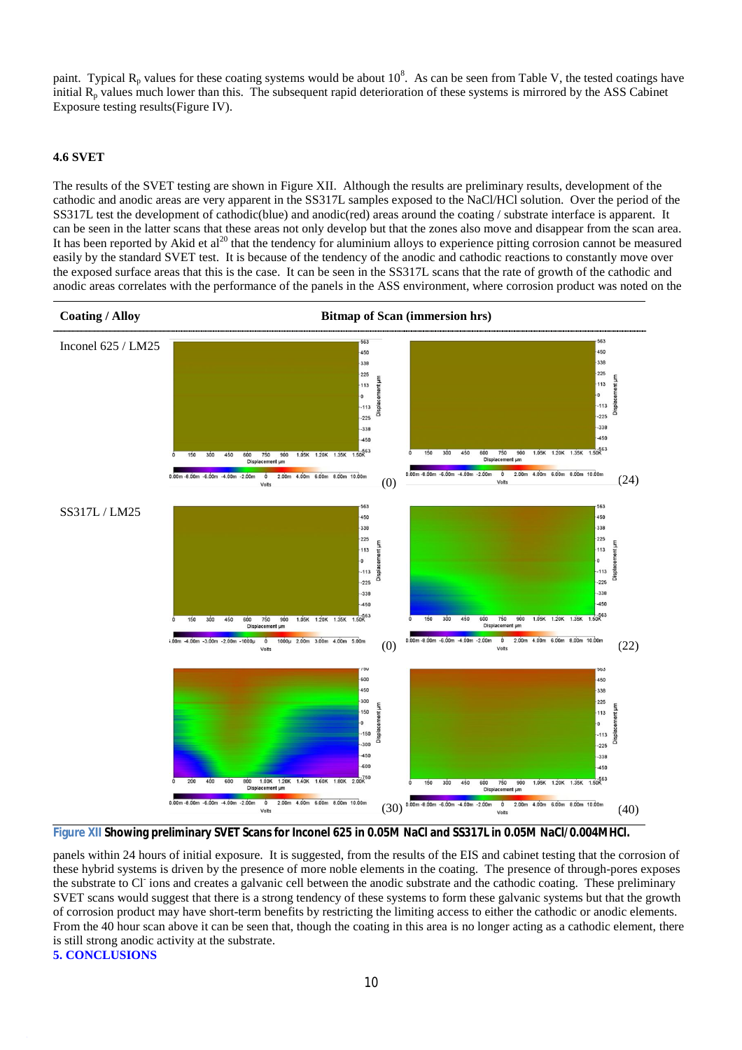paint. Typical $R_p$ values for these coating systems would be about $10^8$. As can be seen from Table V, the tested coatings have initial $R_p$ values much lower than this. The subsequent rapid deterioration of these systems is mirrored by the ASS Cabinet Exposure testing results(Figure IV).

### 4.6 SVET

The results of the SVET testing are shown in Figure XII. Although the results are preliminary results, development of the cathodic and anodic areas are very apparent in the SS317L samples exposed to the NaCl/HCl solution. Over the period of the SS317L test the development of cathodic(blue) and anodic(red) areas around the coating / substrate interface is apparent. It can be seen in the latter scans that these areas not only develop but that the zones also move and disappear from the scan area. It has been reported by Akid et al[20] that the tendency for aluminium alloys to experience pitting corrosion cannot be measured easily by the standard SVET test. It is because of the tendency of the anodic and cathodic reactions to constantly move over the exposed surface areas that this is the case. It can be seen in the SS317L scans that the rate of growth of the cathodic and anodic areas correlates with the performance of the panels in the ASS environment, where corrosion product was noted on the panels within 24 hours of initial exposure. It is suggested, from the results of the EIS and cabinet testing that the corrosion of these hybrid systems is driven by the presence of more noble elements in the coating. The presence of through-pores exposes the substrate to $Cl^-$ ions and creates a galvanic cell between the anodic substrate and the cathodic coating. These preliminary SVET scans would suggest that there is a strong tendency of these systems to form these galvanic systems but that the growth of corrosion product may have short-term benefits by restricting the limiting access to either the cathodic or anodic elements. From the 40 hour scan above it can be seen that, though the coating in this area is no longer acting as a cathodic element, there is still strong anodic activity at the substrate.

| Coating / Alloy | Bitmap of Scan (immersion hrs) | |
|---|---|---|
| Inconel 625 / LM25 | (0) | (24) |
| SS317L / LM25 | (0) | (22) |
| | (30) | (40) |

**Figure XII Showing preliminary SVET Scans for Inconel 625 in 0.05M NaCl and SS317L in 0.05M NaCl/0.004M HCl.**

## 5. CONCLUSIONS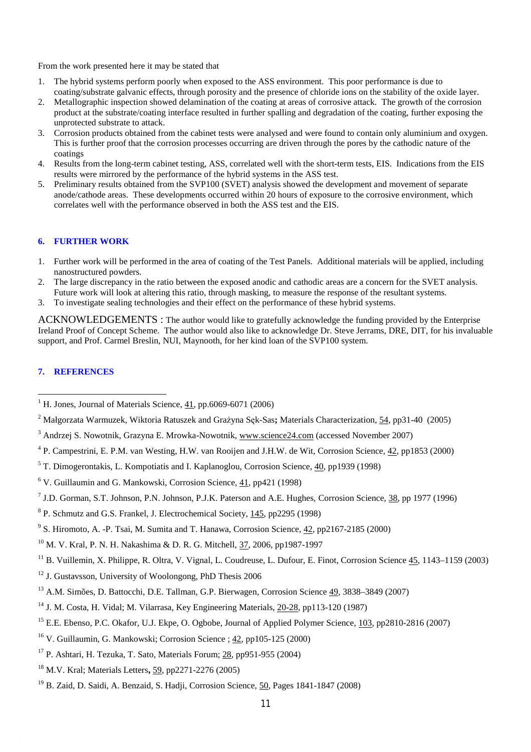From the work presented here it may be stated that

1. The hybrid systems perform poorly when exposed to the ASS environment. This poor performance is due to coating/substrate galvanic effects, through porosity and the presence of chloride ions on the stability of the oxide layer.
2. Metallographic inspection showed delamination of the coating at areas of corrosive attack. The growth of the corrosion product at the substrate/coating interface resulted in further spalling and degradation of the coating, further exposing the unprotected substrate to attack.
3. Corrosion products obtained from the cabinet tests were analysed and were found to contain only aluminium and oxygen. This is further proof that the corrosion processes occurring are driven through the pores by the cathodic nature of the coatings
4. Results from the long-term cabinet testing, ASS, correlated well with the short-term tests, EIS. Indications from the EIS results were mirrored by the performance of the hybrid systems in the ASS test.
5. Preliminary results obtained from the SVP100 (SVET) analysis showed the development and movement of separate anode/cathode areas. These developments occurred within 20 hours of exposure to the corrosive environment, which correlates well with the performance observed in both the ASS test and the EIS.

## 6. FURTHER WORK

1. Further work will be performed in the area of coating of the Test Panels. Additional materials will be applied, including nanostructured powders.
2. The large discrepancy in the ratio between the exposed anodic and cathodic areas are a concern for the SVET analysis. Future work will look at altering this ratio, through masking, to measure the response of the resultant systems.
3. To investigate sealing technologies and their effect on the performance of these hybrid systems.

ACKNOWLEDGEMENTS : The author would like to gratefully acknowledge the funding provided by the Enterprise Ireland Proof of Concept Scheme. The author would also like to acknowledge Dr. Steve Jerrams, DRE, DIT, for his invaluable support, and Prof. Carmel Breslin, NUI, Maynooth, for her kind loan of the SVP100 system.

## 7. REFERENCES

[1] H. Jones, Journal of Materials Science, 41, pp.6069-6071 (2006)

[2] Małgorzata Warmuzek, Wiktoria Ratuszek and Grażyna Sęk-Sas**;** Materials Characterization, 54, pp31-40 (2005)

[3] Andrzej S. Nowotnik, Grazyna E. Mrowka-Nowotnik, www.science24.com (accessed November 2007)

[4] P. Campestrini, E. P.M. van Westing, H.W. van Rooijen and J.H.W. de Wit, Corrosion Science, 42, pp1853 (2000)

[5] T. Dimogerontakis, L. Kompotiatis and I. Kaplanoglou, Corrosion Science, 40, pp1939 (1998)

[6] V. Guillaumin and G. Mankowski, Corrosion Science, 41, pp421 (1998)

[7] J.D. Gorman, S.T. Johnson, P.N. Johnson, P.J.K. Paterson and A.E. Hughes, Corrosion Science, 38, pp 1977 (1996)

[8] P. Schmutz and G.S. Frankel, J. Electrochemical Society, 145, pp2295 (1998)

[9] S. Hiromoto, A. -P. Tsai, M. Sumita and T. Hanawa, Corrosion Science, 42, pp2167-2185 (2000)

[10] M. V. Kral, P. N. H. Nakashima & D. R. G. Mitchell, 37, 2006, pp1987-1997

[11] B. Vuillemin, X. Philippe, R. Oltra, V. Vignal, L. Coudreuse, L. Dufour, E. Finot, Corrosion Science 45, 1143–1159 (2003)

[12] J. Gustavsson, University of Woolongong, PhD Thesis 2006

[13] A.M. Simões, D. Battocchi, D.E. Tallman, G.P. Bierwagen, Corrosion Science 49, 3838–3849 (2007)

[14] J. M. Costa, H. Vidal; M. Vilarrasa, Key Engineering Materials, 20-28, pp113-120 (1987)

[15] E.E. Ebenso, P.C. Okafor, U.J. Ekpe, O. Ogbobe, Journal of Applied Polymer Science, 103, pp2810-2816 (2007)

[16] V. Guillaumin, G. Mankowski; Corrosion Science ; 42, pp105-125 (2000)

[17] P. Ashtari, H. Tezuka, T. Sato, Materials Forum; 28, pp951-955 (2004)

[18] M.V. Kral; Materials Letters**,** 59, pp2271-2276 (2005)

[19] B. Zaid, D. Saidi, A. Benzaid, S. Hadji, Corrosion Science, 50, Pages 1841-1847 (2008)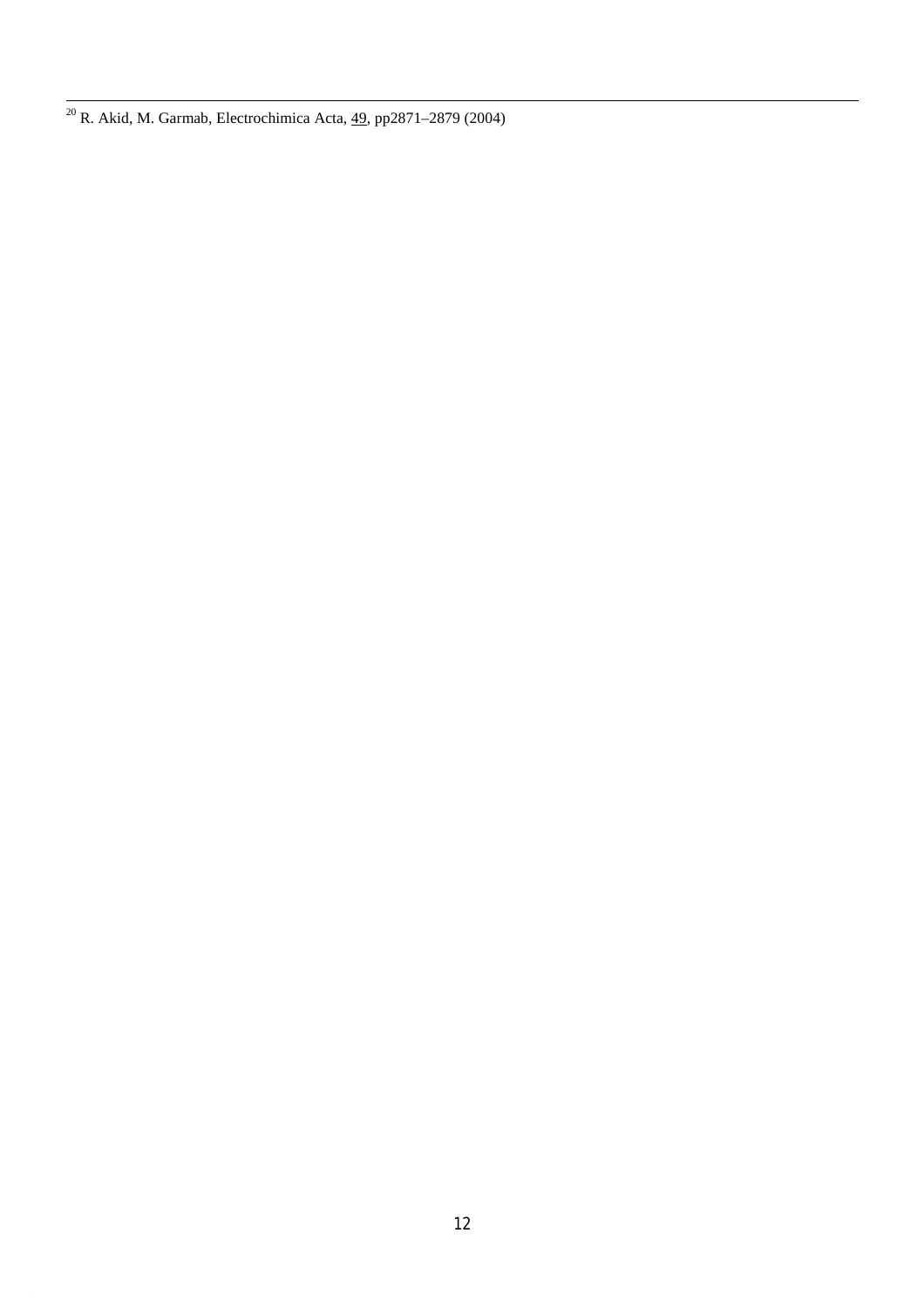[20] R. Akid, M. Garmab, Electrochimica Acta, 49, pp2871–2879 (2004)